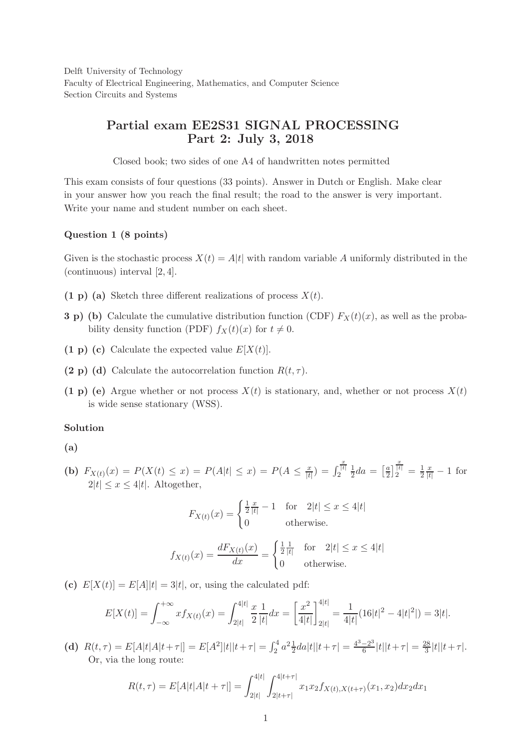Delft University of Technology
Faculty of Electrical Engineering, Mathematics, and Computer Science
Section Circuits and Systems

# Partial exam EE2S31 SIGNAL PROCESSING
# Part 2: July 3, 2018

Closed book; two sides of one A4 of handwritten notes permitted

This exam consists of four questions (33 points). Answer in Dutch or English. Make clear in your answer how you reach the final result; the road to the answer is very important. Write your name and student number on each sheet.

### Question 1 (8 points)

Given is the stochastic process $X(t) = A|t|$ with random variable $A$ uniformly distributed in the (continuous) interval $[2, 4]$.

**(1 p) (a)** Sketch three different realizations of process $X(t)$.

**3 p) (b)** Calculate the cumulative distribution function (CDF) $F_X(t)(x)$, as well as the probability density function (PDF) $f_X(t)(x)$ for $t \neq 0$.

**(1 p) (c)** Calculate the expected value $E[X(t)]$.

**(2 p) (d)** Calculate the autocorrelation function $R(t, \tau)$.

**(1 p) (e)** Argue whether or not process $X(t)$ is stationary, and, whether or not process $X(t)$ is wide sense stationary (WSS).

### Solution

**(a)**

**(b)** $F_{X(t)}(x) = P(X(t) \leq x) = P(A|t| \leq x) = P(A \leq \frac{x}{|t|}) = \int_2^{\frac{x}{|t|}} \frac{1}{2} da = \left[\frac{a}{2}\right]_2^{\frac{x}{|t|}} = \frac{1}{2}\frac{x}{|t|} - 1$ for $2|t| \leq x \leq 4|t|$. Altogether,

$$F_{X(t)}(x) = \begin{cases} \frac{1}{2}\frac{x}{|t|} - 1 & \text{for} \quad 2|t| \leq x \leq 4|t| \\ 0 & \text{otherwise.} \end{cases}$$

$$f_{X(t)}(x) = \frac{dF_{X(t)}(x)}{dx} = \begin{cases} \frac{1}{2}\frac{1}{|t|} & \text{for} \quad 2|t| \leq x \leq 4|t| \\ 0 & \text{otherwise.} \end{cases}$$

**(c)** $E[X(t)] = E[A]|t| = 3|t|$, or, using the calculated pdf:

$$E[X(t)] = \int_{-\infty}^{+\infty} x f_{X(t)}(x) = \int_{2|t|}^{4|t|} \frac{x}{2}\frac{1}{|t|} dx = \left[\frac{x^2}{4|t|}\right]_{2|t|}^{4|t|} = \frac{1}{4|t|}(16|t|^2 - 4|t|^2|) = 3|t|.$$

**(d)** $R(t, \tau) = E[A|t|A|t+\tau|] = E[A^2]|t||t+\tau| = \int_2^4 a^2 \frac{1}{2} da|t||t+\tau| = \frac{4^3-2^3}{6}|t||t+\tau| = \frac{28}{3}|t||t+\tau|$.
Or, via the long route:

$$R(t, \tau) = E[A|t|A|t+\tau|] = \int_{2|t|}^{4|t|} \int_{2|t+\tau|}^{4|t+\tau|} x_1 x_2 f_{X(t),X(t+\tau)}(x_1, x_2) dx_2 dx_1$$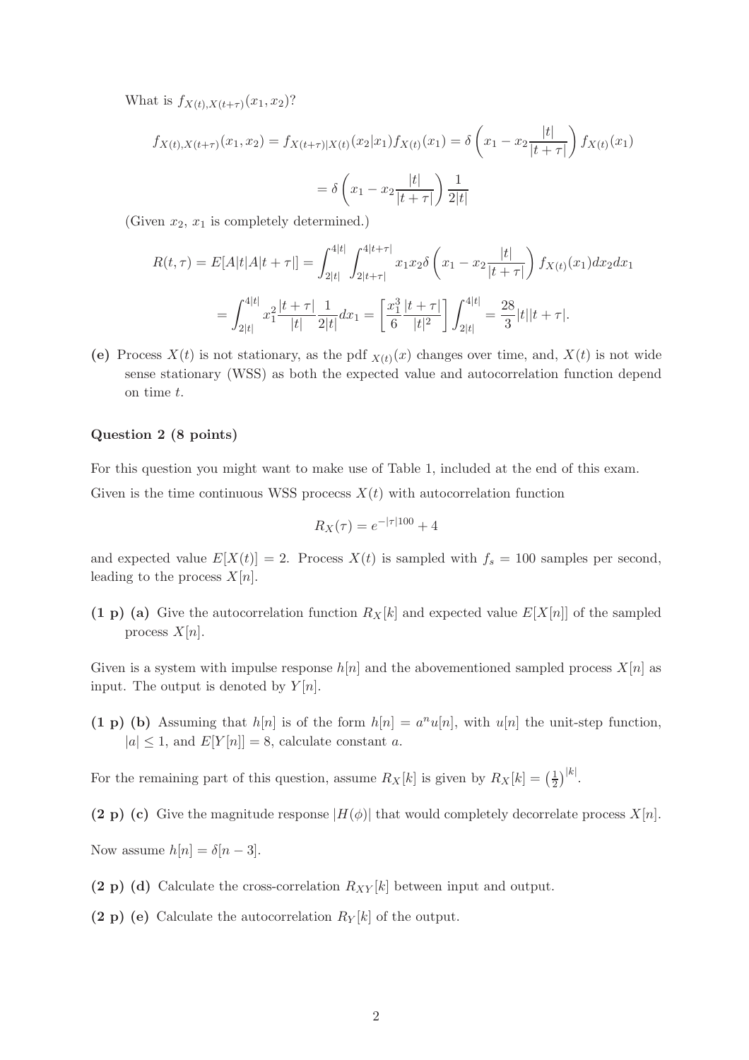What is $f_{X(t),X(t+\tau)}(x_1, x_2)$?

$$f_{X(t),X(t+\tau)}(x_1, x_2) = f_{X(t+\tau)|X(t)}(x_2|x_1) f_{X(t)}(x_1) = \delta\left(x_1 - x_2 \frac{|t|}{|t+\tau|}\right) f_{X(t)}(x_1)$$

$$= \delta\left(x_1 - x_2 \frac{|t|}{|t+\tau|}\right) \frac{1}{2|t|}$$

(Given $x_2$, $x_1$ is completely determined.)

$$R(t,\tau) = E[A|t|A|t+\tau|] = \int_{2|t|}^{4|t|} \int_{2|t+\tau|}^{4|t+\tau|} x_1 x_2 \delta\left(x_1 - x_2 \frac{|t|}{|t+\tau|}\right) f_{X(t)}(x_1) dx_2 dx_1$$

$$= \int_{2|t|}^{4|t|} x_1^2 \frac{|t+\tau|}{|t|} \frac{1}{2|t|} dx_1 = \left[\frac{x_1^3}{6} \frac{|t+\tau|}{|t|^2}\right] \int_{2|t|}^{4|t|} = \frac{28}{3}|t||t+\tau|.$$

**(e)** Process $X(t)$ is not stationary, as the pdf $_{X(t)}(x)$ changes over time, and, $X(t)$ is not wide sense stationary (WSS) as both the expected value and autocorrelation function depend on time $t$.

### Question 2 (8 points)

For this question you might want to make use of Table 1, included at the end of this exam.

Given is the time continuous WSS procecss $X(t)$ with autocorrelation function

$$R_X(\tau) = e^{-|\tau|100} + 4$$

and expected value $E[X(t)] = 2$. Process $X(t)$ is sampled with $f_s = 100$ samples per second, leading to the process $X[n]$.

**(1 p) (a)** Give the autocorrelation function $R_X[k]$ and expected value $E[X[n]]$ of the sampled process $X[n]$.

Given is a system with impulse response $h[n]$ and the abovementioned sampled process $X[n]$ as input. The output is denoted by $Y[n]$.

**(1 p) (b)** Assuming that $h[n]$ is of the form $h[n] = a^n u[n]$, with $u[n]$ the unit-step function, $|a| \leq 1$, and $E[Y[n]] = 8$, calculate constant $a$.

For the remaining part of this question, assume $R_X[k]$ is given by $R_X[k] = \left(\frac{1}{2}\right)^{|k|}$.

**(2 p) (c)** Give the magnitude response $|H(\phi)|$ that would completely decorrelate process $X[n]$.

Now assume $h[n] = \delta[n-3]$.

**(2 p) (d)** Calculate the cross-correlation $R_{XY}[k]$ between input and output.

**(2 p) (e)** Calculate the autocorrelation $R_Y[k]$ of the output.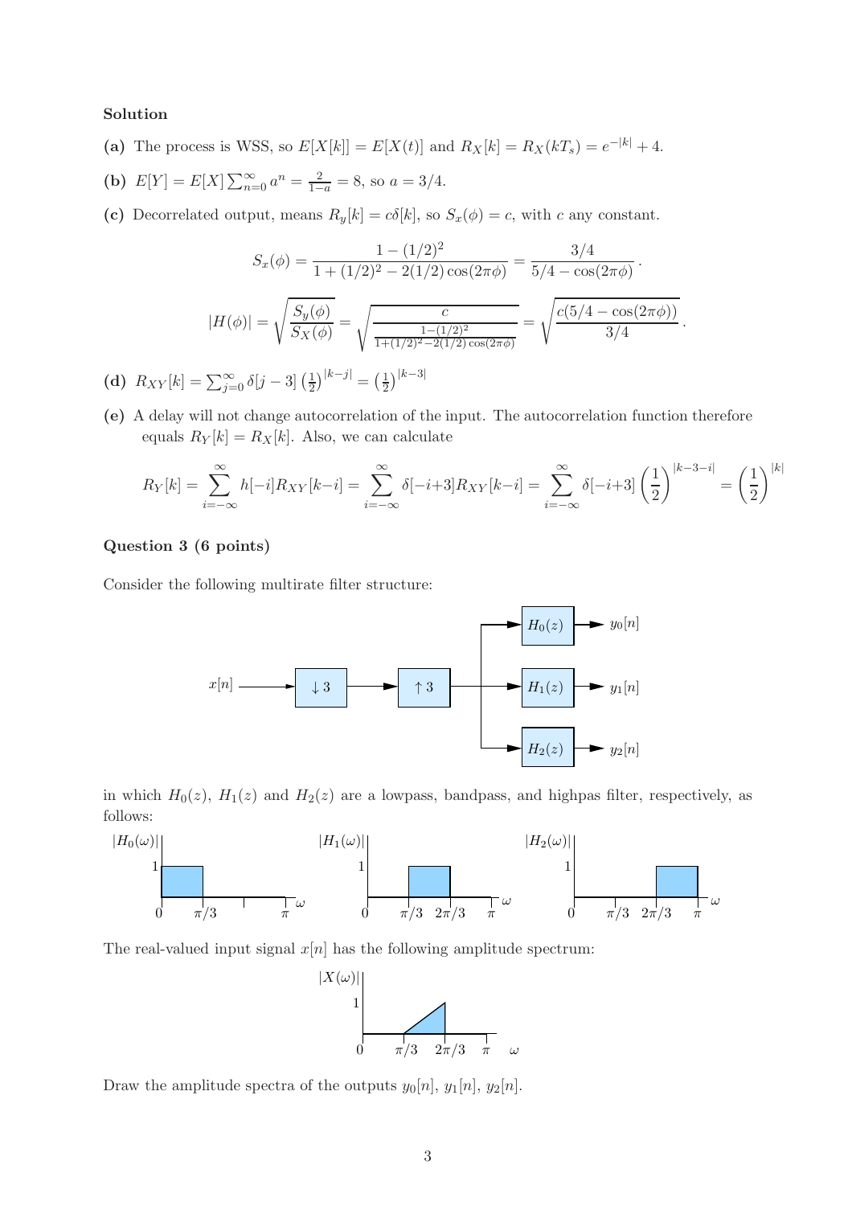**Solution**

**(a)** The process is WSS, so $E[X[k]] = E[X(t)]$ and $R_X[k] = R_X(kT_s) = e^{-|k|} + 4$.

**(b)** $E[Y] = E[X]\sum_{n=0}^{\infty} a^n = \frac{2}{1-a} = 8$, so $a = 3/4$.

**(c)** Decorrelated output, means $R_y[k] = c\delta[k]$, so $S_x(\phi) = c$, with $c$ any constant.

$$S_x(\phi) = \frac{1-(1/2)^2}{1+(1/2)^2 - 2(1/2)\cos(2\pi\phi)} = \frac{3/4}{5/4 - \cos(2\pi\phi)}.$$

$$|H(\phi)| = \sqrt{\frac{S_y(\phi)}{S_X(\phi)}} = \sqrt{\frac{c}{\frac{1-(1/2)^2}{1+(1/2)^2-2(1/2)\cos(2\pi\phi)}}} = \sqrt{\frac{c(5/4-\cos(2\pi\phi))}{3/4}}.$$

**(d)** $R_{XY}[k] = \sum_{j=0}^{\infty} \delta[j-3]\left(\frac{1}{2}\right)^{|k-j|} = \left(\frac{1}{2}\right)^{|k-3|}$

**(e)** A delay will not change autocorrelation of the input. The autocorrelation function therefore equals $R_Y[k] = R_X[k]$. Also, we can calculate

$$R_Y[k] = \sum_{i=-\infty}^{\infty} h[-i]R_{XY}[k-i] = \sum_{i=-\infty}^{\infty} \delta[-i+3]R_{XY}[k-i] = \sum_{i=-\infty}^{\infty} \delta[-i+3]\left(\frac{1}{2}\right)^{|k-3-i|} = \left(\frac{1}{2}\right)^{|k|}$$

**Question 3 (6 points)**

Consider the following multirate filter structure:

$x[n] \rightarrow \downarrow 3 \rightarrow \uparrow 3 \rightarrow$ {$H_0(z) \rightarrow y_0[n]$; $H_1(z) \rightarrow y_1[n]$; $H_2(z) \rightarrow y_2[n]$}

in which $H_0(z)$, $H_1(z)$ and $H_2(z)$ are a lowpass, bandpass, and highpas filter, respectively, as follows:

$|H_0(\omega)| = 1$ for $0 \le \omega \le \pi/3$; $|H_1(\omega)| = 1$ for $\pi/3 \le \omega \le 2\pi/3$; $|H_2(\omega)| = 1$ for $2\pi/3 \le \omega \le \pi$.

The real-valued input signal $x[n]$ has the following amplitude spectrum:

$|X(\omega)|$ rises linearly from 0 at $\omega = \pi/3$ to 1 at $\omega = 2\pi/3$, and is zero elsewhere in $[0, \pi]$.

Draw the amplitude spectra of the outputs $y_0[n]$, $y_1[n]$, $y_2[n]$.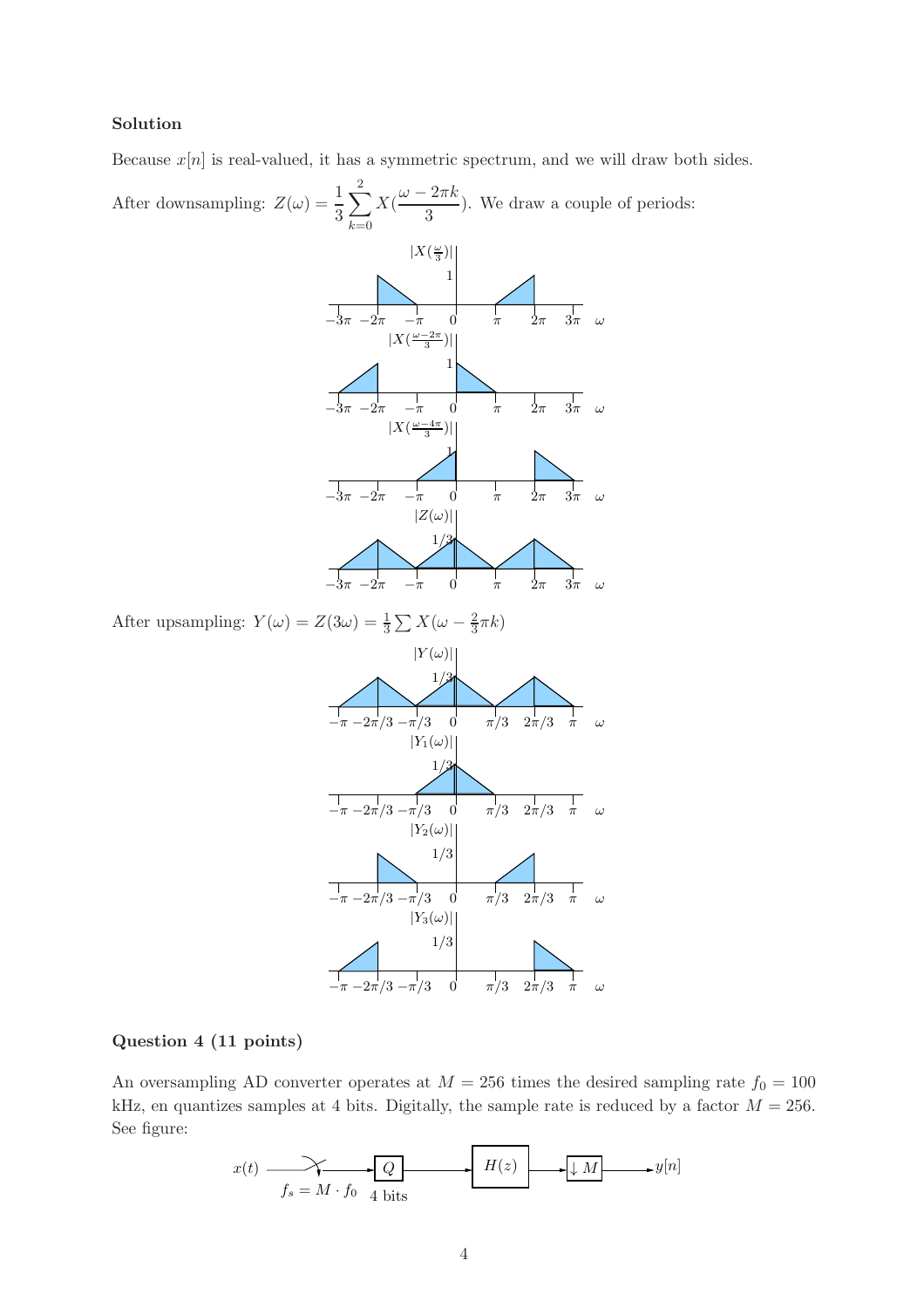**Solution**

Because $x[n]$ is real-valued, it has a symmetric spectrum, and we will draw both sides.

After downsampling: $Z(\omega) = \frac{1}{3}\sum_{k=0}^{2} X(\frac{\omega - 2\pi k}{3})$. We draw a couple of periods:

After upsampling: $Y(\omega) = Z(3\omega) = \frac{1}{3}\sum X(\omega - \frac{2}{3}\pi k)$

**Question 4 (11 points)**

An oversampling AD converter operates at $M = 256$ times the desired sampling rate $f_0 = 100$ kHz, en quantizes samples at 4 bits. Digitally, the sample rate is reduced by a factor $M = 256$. See figure: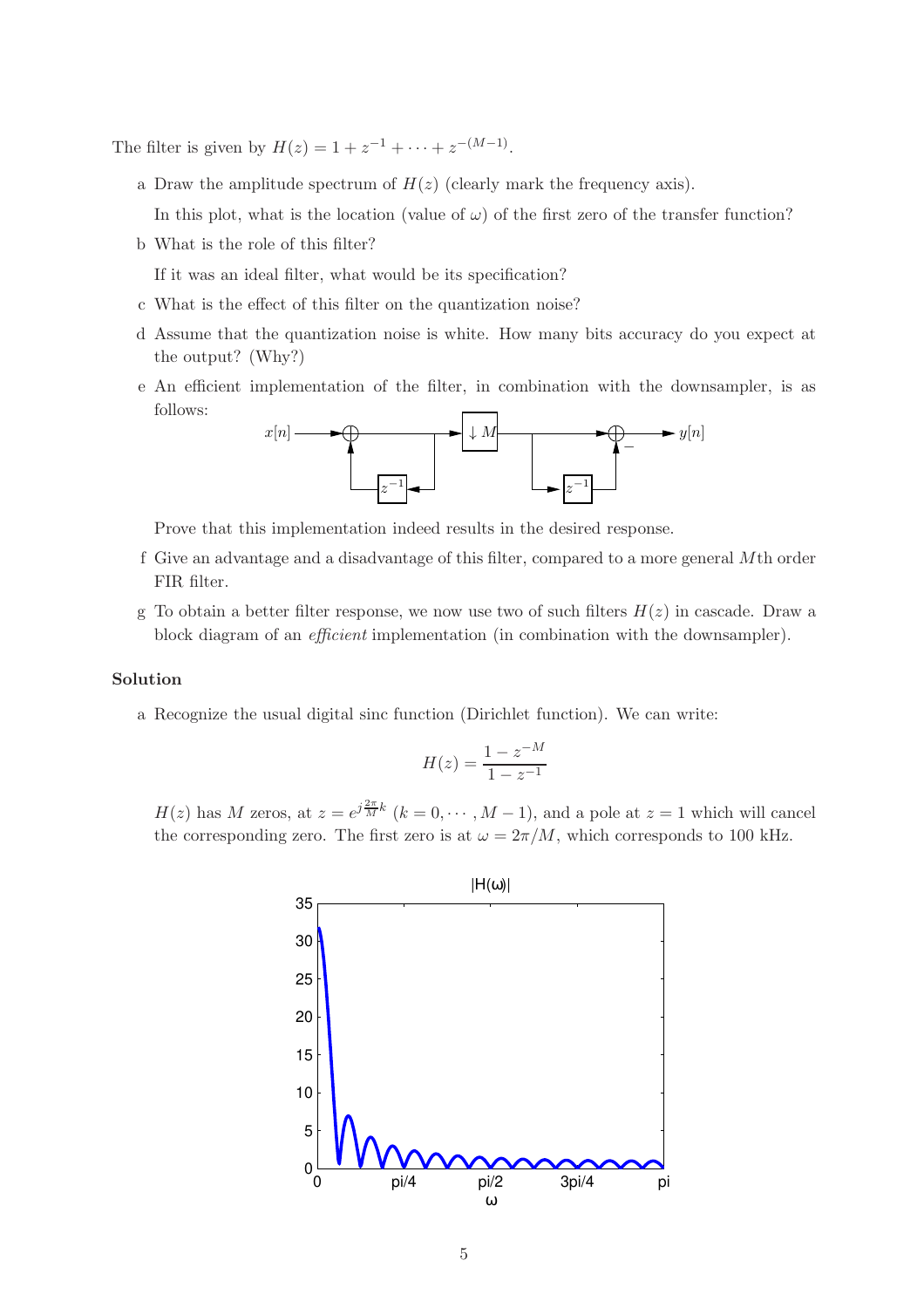The filter is given by $H(z) = 1 + z^{-1} + \cdots + z^{-(M-1)}$.

a. Draw the amplitude spectrum of $H(z)$ (clearly mark the frequency axis).

   In this plot, what is the location (value of $\omega$) of the first zero of the transfer function?

b. What is the role of this filter?

   If it was an ideal filter, what would be its specification?

c. What is the effect of this filter on the quantization noise?

d. Assume that the quantization noise is white. How many bits accuracy do you expect at the output? (Why?)

e. An efficient implementation of the filter, in combination with the downsampler, is as follows:

   Prove that this implementation indeed results in the desired response.

f. Give an advantage and a disadvantage of this filter, compared to a more general $M$th order FIR filter.

g. To obtain a better filter response, we now use two of such filters $H(z)$ in cascade. Draw a block diagram of an *efficient* implementation (in combination with the downsampler).

**Solution**

a. Recognize the usual digital sinc function (Dirichlet function). We can write:

$$H(z) = \frac{1 - z^{-M}}{1 - z^{-1}}$$

$H(z)$ has $M$ zeros, at $z = e^{j\frac{2\pi}{M}k}$ $(k = 0, \cdots, M-1)$, and a pole at $z = 1$ which will cancel the corresponding zero. The first zero is at $\omega = 2\pi/M$, which corresponds to 100 kHz.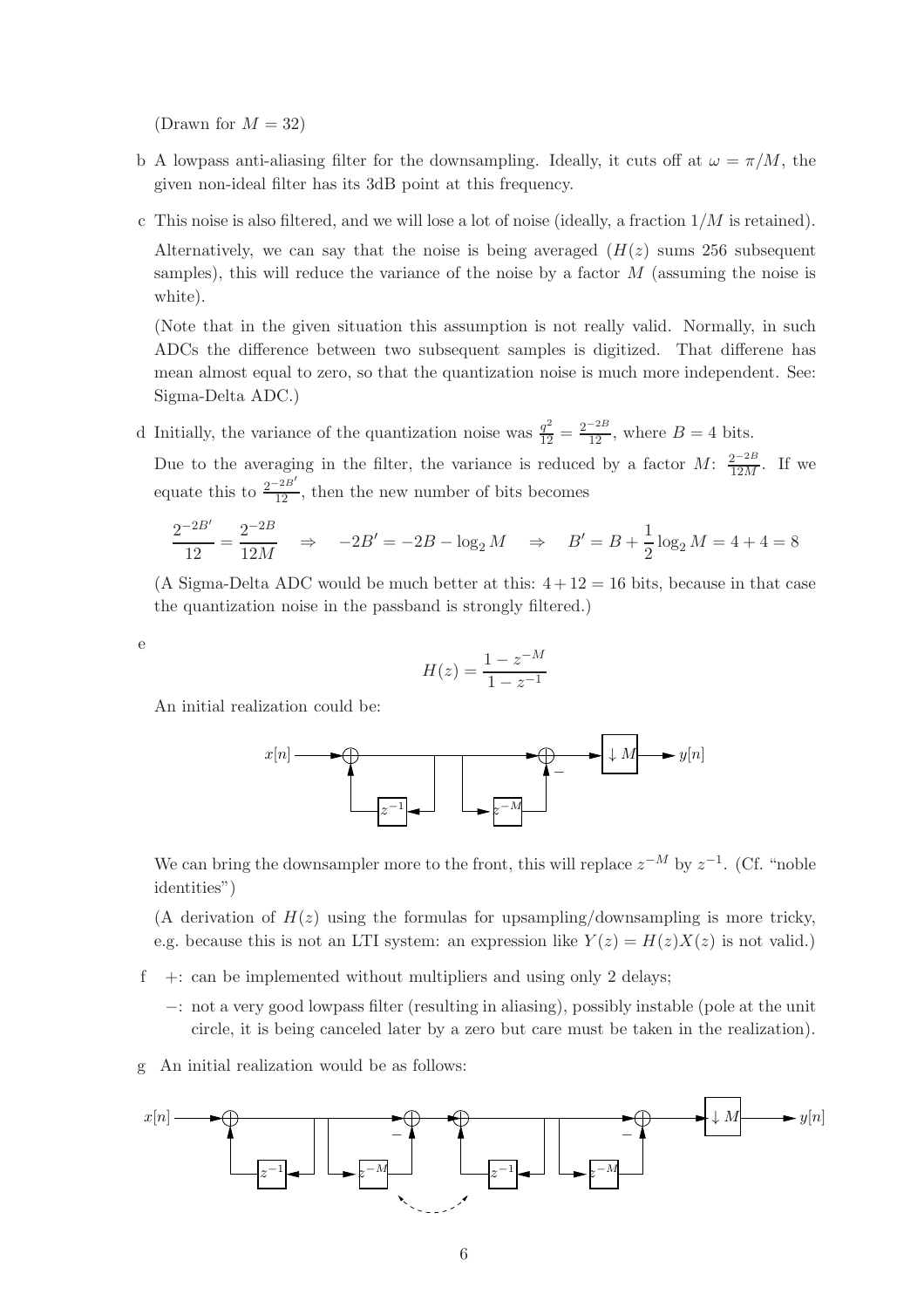(Drawn for $M = 32$)

b A lowpass anti-aliasing filter for the downsampling. Ideally, it cuts off at $\omega = \pi/M$, the given non-ideal filter has its 3dB point at this frequency.

c This noise is also filtered, and we will lose a lot of noise (ideally, a fraction $1/M$ is retained).

Alternatively, we can say that the noise is being averaged ($H(z)$ sums 256 subsequent samples), this will reduce the variance of the noise by a factor $M$ (assuming the noise is white).

(Note that in the given situation this assumption is not really valid. Normally, in such ADCs the difference between two subsequent samples is digitized. That differene has mean almost equal to zero, so that the quantization noise is much more independent. See: Sigma-Delta ADC.)

d Initially, the variance of the quantization noise was $\frac{q^2}{12} = \frac{2^{-2B}}{12}$, where $B = 4$ bits.

Due to the averaging in the filter, the variance is reduced by a factor $M$: $\frac{2^{-2B}}{12M}$. If we equate this to $\frac{2^{-2B'}}{12}$, then the new number of bits becomes

$$\frac{2^{-2B'}}{12} = \frac{2^{-2B}}{12M} \quad \Rightarrow \quad -2B' = -2B - \log_2 M \quad \Rightarrow \quad B' = B + \frac{1}{2}\log_2 M = 4 + 4 = 8$$

(A Sigma-Delta ADC would be much better at this: $4 + 12 = 16$ bits, because in that case the quantization noise in the passband is strongly filtered.)

e

$$H(z) = \frac{1 - z^{-M}}{1 - z^{-1}}$$

An initial realization could be:

We can bring the downsampler more to the front, this will replace $z^{-M}$ by $z^{-1}$. (Cf. "noble identities")

(A derivation of $H(z)$ using the formulas for upsampling/downsampling is more tricky, e.g. because this is not an LTI system: an expression like $Y(z) = H(z)X(z)$ is not valid.)

f +: can be implemented without multipliers and using only 2 delays;

−: not a very good lowpass filter (resulting in aliasing), possibly instable (pole at the unit circle, it is being canceled later by a zero but care must be taken in the realization).

g An initial realization would be as follows: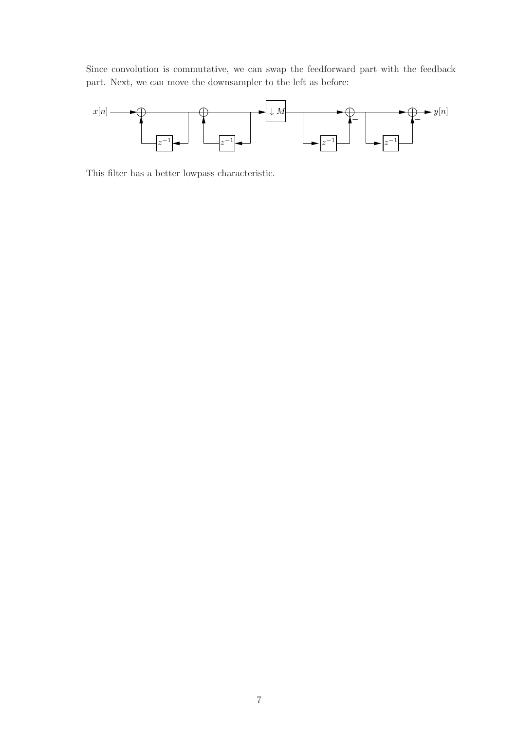Since convolution is commutative, we can swap the feedforward part with the feedback part. Next, we can move the downsampler to the left as before:

This filter has a better lowpass characteristic.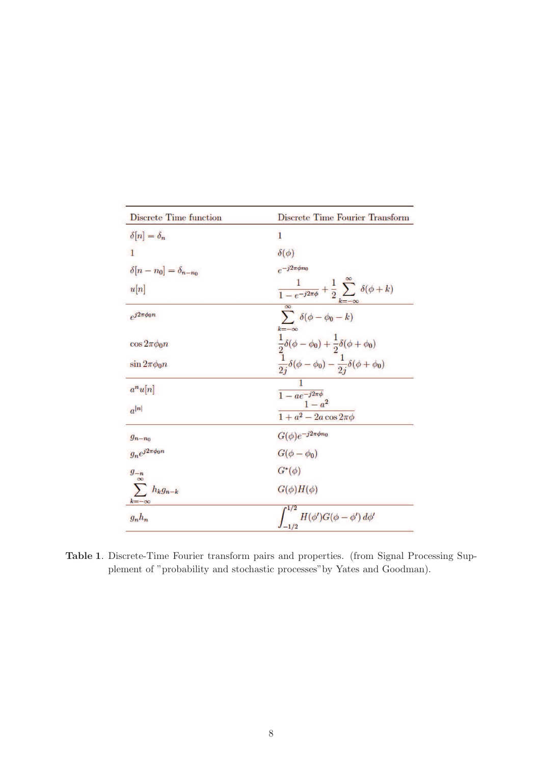| Discrete Time function | Discrete Time Fourier Transform |
|---|---|
| $\delta[n] = \delta_n$ | $1$ |
| $1$ | $\delta(\phi)$ |
| $\delta[n-n_0] = \delta_{n-n_0}$ | $e^{-j2\pi\phi n_0}$ |
| $u[n]$ | $\dfrac{1}{1-e^{-j2\pi\phi}} + \dfrac{1}{2}\sum_{k=-\infty}^{\infty} \delta(\phi + k)$ |
| $e^{j2\pi\phi_0 n}$ | $\sum_{k=-\infty}^{\infty} \delta(\phi - \phi_0 - k)$ |
| $\cos 2\pi\phi_0 n$ | $\frac{1}{2}\delta(\phi-\phi_0) + \frac{1}{2}\delta(\phi+\phi_0)$ |
| $\sin 2\pi\phi_0 n$ | $\frac{1}{2j}\delta(\phi-\phi_0) - \frac{1}{2j}\delta(\phi+\phi_0)$ |
| $a^n u[n]$ | $\dfrac{1}{1-ae^{-j2\pi\phi}}$ |
| $a^{\lvert n \rvert}$ | $\dfrac{1-a^2}{1+a^2-2a\cos 2\pi\phi}$ |
| $g_{n-n_0}$ | $G(\phi)e^{-j2\pi\phi n_0}$ |
| $g_n e^{j2\pi\phi_0 n}$ | $G(\phi - \phi_0)$ |
| $g_{-n}$ | $G^*(\phi)$ |
| $\sum_{k=-\infty}^{\infty} h_k g_{n-k}$ | $G(\phi)H(\phi)$ |
| $g_n h_n$ | $\int_{-1/2}^{1/2} H(\phi')G(\phi-\phi')\, d\phi'$ |

**Table 1**. Discrete-Time Fourier transform pairs and properties. (from Signal Processing Supplement of "probability and stochastic processes"by Yates and Goodman).